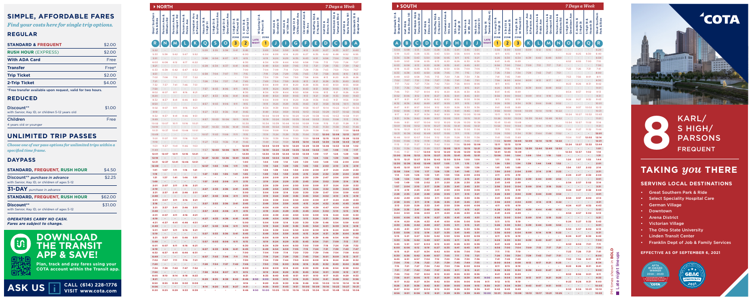# SIMPLE, AFFORDABLE FARES

*Find your costs here for single trip options.*

## REGULAR

| | |
|---|---|
| **STANDARD & FREQUENT** | $2.00 |
| **RUSH HOUR** (EXPRESS) | $2.00 |
| **With ADA Card** | Free |
| **Transfer** | Free* |
| **Trip Ticket** | $2.00 |
| **2-Trip Ticket** | $4.00 |

*Free transfer available upon request, valid for two hours.

## REDUCED

| | |
|---|---|
| **Discount**** with Senior, Key ID, or children 5-12 years old | $1.00 |
| **Children** 4 years old or younger | Free |

# UNLIMITED TRIP PASSES

*Choose one of our pass options for unlimited trips within a specified time frame.*

## DAYPASS

| | |
|---|---|
| **STANDARD, FREQUENT, RUSH HOUR** | $4.50 |
| **Discount**** *purchase in advance* with Senior, Key ID, or children of ages 5-12 | $2.25 |

## 31-DAY *purchase in advance*

| | |
|---|---|
| **STANDARD, FREQUENT, RUSH HOUR** | $62.00 |
| **Discount**** with Senior, Key ID, or children of ages 5-12 | $31.00 |

*OPERATORS CARRY NO CASH. Fares are subject to change.*

## DOWNLOAD THE TRANSIT APP & SAVE!

**Plan, track and pay fares using your COTA account within the Transit app.**

**ASK US** | **CALL (614) 228-1776** | **VISIT www.cota.com**

# ▸ NORTH — *7 Days a Week*

| R | N | M | L | K | Q | S | O | P | 3 | 2 | 1 | I | J | G | F | E | D | C | B | A |
|---|---|---|---|---|---|---|---|---|---|---|---|---|---|---|---|---|---|---|---|---|
| Great Southern Park & Ride | Parsons Ave & Williams Rd | Parsons Ave & Groveport Rd | Parsons Ave & Whittier St | Livingston Ave & Parsons Ave | S High St & Obetz Rd | S High St & Southwood Ave | S High St & Greenlawn Ave | S 4th St & E Capital St | ZONE | ZONE | W Spring St & N Front St (LATE NIGHT) | Neil Ave & Goodale St | Neil Ave & W 5th Ave | N High St & Chittenden Ave | Cleveland Ave & Oakland Ave | McGuffey Rd & E Hudson St | Karl Rd & Elmore Ave | Karl Rd & State Route 161 | Red Robin Rd & Tamarack Blvd | Boardwalk St & Shapter Ave |

# ▸ SOUTH — *7 Days a Week*

| A | B | C | D | E | F | G | H | I | J | 1 | 2 | 3 | K | L | M | N | O | P | Q | R |
|---|---|---|---|---|---|---|---|---|---|---|---|---|---|---|---|---|---|---|---|---|
| Boardwalk St & Shapter Ave | Red Robin Rd & Tamarack Blvd | Karl Rd & State Route 161 | Karl Rd & Elmore Ave | McGuffey Rd & E Hudson St | Cleveland Ave & Oakland Ave | 15th Ave & N High St | N High St & Chittenden Ave | Neil Ave & W 5th Ave | Neil Ave & Goodale St | Spring St Terminal (Bay 4) (LATE NIGHT) | E Long St & N High St (ZONE) | S High St & E Broad St (ZONE) | S High St & W Mound St | Livingston Ave & Parsons Ave | Parsons Ave & Frebis Ave | Parsons Ave & Groveport Rd | S High St & Greenlawn Ave | E Jenkins & S High St | S High St & Obetz Rd | Great Southern Park & Ride |

PM times shown in **BOLD**

Late night line ups

# 8 KARL/ S HIGH/ PARSONS

**FREQUENT**

## TAKING *you* THERE

### SERVING LOCAL DESTINATIONS

- Great Southern Park & Ride
- Select Speciality Hospital Care
- German Village
- Downtown
- Arena District
- Victorian Village
- The Ohio State University
- Linden Transit Center
- Franklin Dept of Job & Family Services

**EFFECTIVE AS OF SEPTEMBER 6, 2021**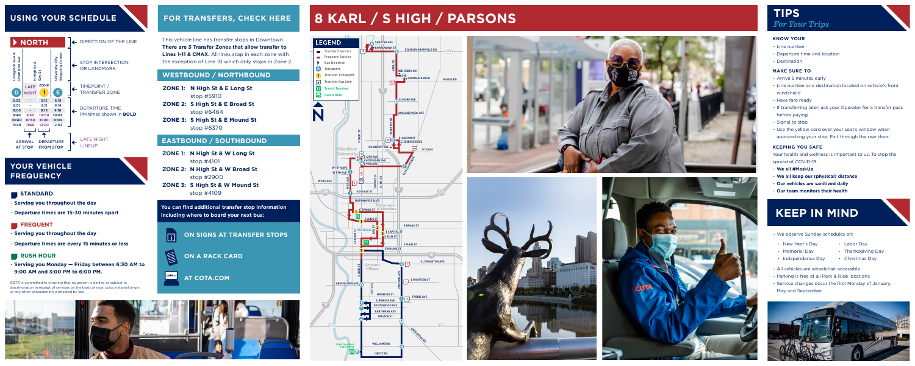# USING YOUR SCHEDULE

**NORTH** — DIRECTION OF THE LINE

STOP INTERSECTION OR LANDMARK

TIMEPOINT / TRANSFER ZONE

DEPARTURE TIME — PM times shown in **BOLD**

LATE NIGHT LINEUP

| Livingston Ave & Champion Ave | N High St & Gay St | University City Shopping Center |
|---|---|---|
| D | ZONE 1 | E |
| LATE NIGHT | | |
| 6:05 | 6:15 | 6:18 |
| 9:01 | 9:11 | 9:14 |
| 9:05 | 9:15 | 9:18 |
| **9:40** | **9:50** | **10:00** | 
| **10:40** | **10:50** | **11:00** |
| **11:40** | **11:50** | **12:00** |

ARRIVAL AT STOP — DEPARTURE FROM STOP

## YOUR VEHICLE FREQUENCY

**STANDARD**
- **Serving you throughout the day**
- **Departure times are 15-30 minutes apart**

**FREQUENT**
- **Serving you throughout the day**
- **Departure times are every 15 minutes or less**

**RUSH HOUR**
- **Serving you Monday — Friday between 6:30 AM to 9:00 AM and 3:00 PM to 6:00 PM.**

COTA is committed to ensuring that no person is denied or subject to discrimination in receipt of services on the basis of race, color, national origin or any other characteristic protected by law.

# FOR TRANSFERS, CHECK HERE

This vehicle line has transfer stops in Downtown. **There are 3 Transfer Zones that allow transfer to Lines 1-11 & CMAX.** All lines stop in each zone with the exception of Line 10 which only stops in Zone 2.

## WESTBOUND / NORTHBOUND

**ZONE 1: N High St & E Long St**
stop #5910

**ZONE 2: S High St & E Broad St**
stop #6464

**ZONE 3: S High St & E Mound St**
stop #6370

## EASTBOUND / SOUTHBOUND

**ZONE 1: N High St & W Long St**
stop #4101

**ZONE 2: N High St & W Broad St**
stop #2900

**ZONE 3: S High St & W Mound St**
stop #4109

**You can find additional transfer stop information including where to board your next bus:**

**ON SIGNS AT TRANSFER STOPS**

**ON A RACK CARD**

**AT COTA.COM**

# 8 KARL / S HIGH / PARSONS

**LEGEND**
- Standard Service
- Frequent Service
- Bus Direction
- Timepoint
- Transfer Timepoint
- Transfer Bus Line
- Transit Terminal
- Park & Ride

SHAFFER AVE
BOARDWALK ST
E DUBLIN-GRANVILLE RD
KARL RD
RED ROBIN RD
TAMARACK BLVD
MORSE RD
ELMORE AVE
OAKLAND PARK AVE
MCGUFFEY RD
HUDSON ST
HAMILTON AVE
DUXBERRY AVE
11TH AVE
N HIGH ST
Ohio State University
E 13TH AVE
CHITTENDEN AVE
E 11TH AVE
CLEVELAND AVE
W 11TH AVE
W 8TH AVE
W 5TH AVE
SUMMIT ST
N 4TH ST
NEIL AVE
GOODALE ST
NATIONWIDE BLVD
Downtown Columbus
E SPRING ST
E LONG ST
3RD ST
E BROAD ST
S FRONT ST
E CAPITAL ST
E RICH ST
E MAIN ST
E MOUND ST
E LIVINGSTON AVE
German Village
S HIGH ST
PARSONS AVE
E WHITTIER ST
GREENLAWN AVE
HANFORD ST
FREBIS AVE
E JENKINS AVE
SOUTHWOOD AVE
EARTHMAN AVE
MOSACK ST
GROVEPORT RD
WILLIAMS RD
Great Southern Park & Ride
OBETZ RD

# TIPS
*For Your Trips*

**KNOW YOUR**
- Line number
- Departure time and location
- Destination

**MAKE SURE TO**
- Arrive 5 minutes early
- Line number and destination located on vehicle's front windshield
- Have fare ready
- If transferring later, ask your Operator for a transfer pass before paying
- Signal to stop
- Use the yellow cord over your seat's window when approaching your stop. Exit through the rear door.

**KEEPING YOU SAFE**

Your health and wellness is important to us. To stop the spread of COVID-19:
- **We all #MaskUp**
- **We all keep our (physical) distance**
- **Our vehicles are sanitized daily**
- **Our team monitors their health**

# KEEP IN MIND

- We observe Sunday schedules on:
  - New Year's Day
  - Memorial Day
  - Independence Day
  - Labor Day
  - Thanksgiving Day
  - Christmas Day
- All vehicles are wheelchair accessible
- Parking is free at all Park & Ride locations
- Service changes occur the first Monday of January, May and September